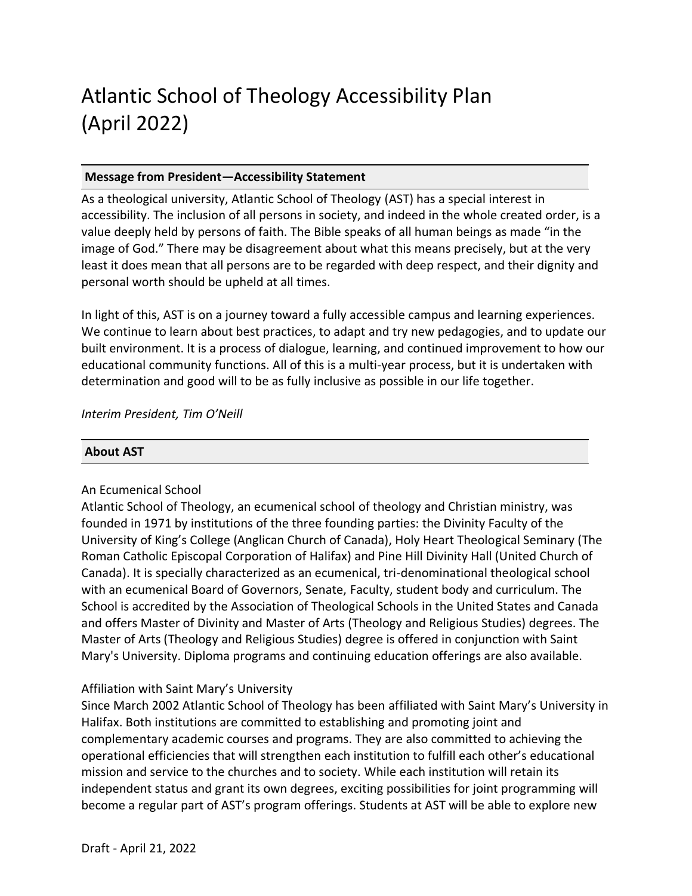# Atlantic School of Theology Accessibility Plan (April 2022)

## Message from President—Accessibility Statement

As a theological university, Atlantic School of Theology (AST) has a special interest in accessibility. The inclusion of all persons in society, and indeed in the whole created order, is a value deeply held by persons of faith. The Bible speaks of all human beings as made "in the image of God." There may be disagreement about what this means precisely, but at the very least it does mean that all persons are to be regarded with deep respect, and their dignity and personal worth should be upheld at all times.

In light of this, AST is on a journey toward a fully accessible campus and learning experiences. We continue to learn about best practices, to adapt and try new pedagogies, and to update our built environment. It is a process of dialogue, learning, and continued improvement to how our educational community functions. All of this is a multi-year process, but it is undertaken with determination and good will to be as fully inclusive as possible in our life together.

*Interim President, Tim O'Neill*

## About AST

An Ecumenical School

Atlantic School of Theology, an ecumenical school of theology and Christian ministry, was founded in 1971 by institutions of the three founding parties: the Divinity Faculty of the University of King's College (Anglican Church of Canada), Holy Heart Theological Seminary (The Roman Catholic Episcopal Corporation of Halifax) and Pine Hill Divinity Hall (United Church of Canada). It is specially characterized as an ecumenical, tri-denominational theological school with an ecumenical Board of Governors, Senate, Faculty, student body and curriculum. The School is accredited by the Association of Theological Schools in the United States and Canada and offers Master of Divinity and Master of Arts (Theology and Religious Studies) degrees. The Master of Arts (Theology and Religious Studies) degree is offered in conjunction with Saint Mary's University. Diploma programs and continuing education offerings are also available.

Affiliation with Saint Mary's University

Since March 2002 Atlantic School of Theology has been affiliated with Saint Mary's University in Halifax. Both institutions are committed to establishing and promoting joint and complementary academic courses and programs. They are also committed to achieving the operational efficiencies that will strengthen each institution to fulfill each other's educational mission and service to the churches and to society. While each institution will retain its independent status and grant its own degrees, exciting possibilities for joint programming will become a regular part of AST's program offerings. Students at AST will be able to explore new

Draft - April 21, 2022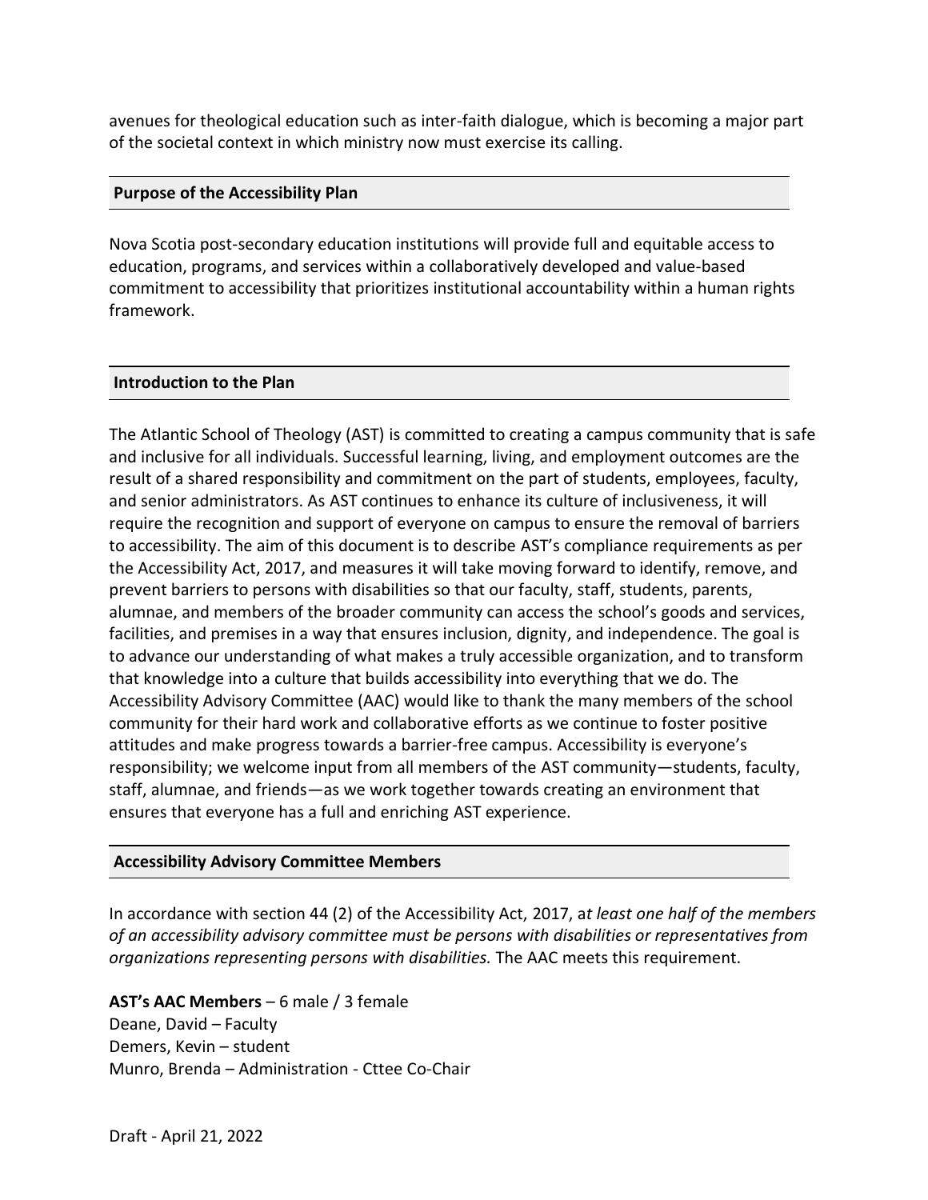avenues for theological education such as inter-faith dialogue, which is becoming a major part of the societal context in which ministry now must exercise its calling.

## Purpose of the Accessibility Plan

Nova Scotia post-secondary education institutions will provide full and equitable access to education, programs, and services within a collaboratively developed and value-based commitment to accessibility that prioritizes institutional accountability within a human rights framework.

## Introduction to the Plan

The Atlantic School of Theology (AST) is committed to creating a campus community that is safe and inclusive for all individuals. Successful learning, living, and employment outcomes are the result of a shared responsibility and commitment on the part of students, employees, faculty, and senior administrators. As AST continues to enhance its culture of inclusiveness, it will require the recognition and support of everyone on campus to ensure the removal of barriers to accessibility. The aim of this document is to describe AST's compliance requirements as per the Accessibility Act, 2017, and measures it will take moving forward to identify, remove, and prevent barriers to persons with disabilities so that our faculty, staff, students, parents, alumnae, and members of the broader community can access the school's goods and services, facilities, and premises in a way that ensures inclusion, dignity, and independence. The goal is to advance our understanding of what makes a truly accessible organization, and to transform that knowledge into a culture that builds accessibility into everything that we do. The Accessibility Advisory Committee (AAC) would like to thank the many members of the school community for their hard work and collaborative efforts as we continue to foster positive attitudes and make progress towards a barrier-free campus. Accessibility is everyone's responsibility; we welcome input from all members of the AST community—students, faculty, staff, alumnae, and friends—as we work together towards creating an environment that ensures that everyone has a full and enriching AST experience.

## Accessibility Advisory Committee Members

In accordance with section 44 (2) of the Accessibility Act, 2017, a*t least one half of the members of an accessibility advisory committee must be persons with disabilities or representatives from organizations representing persons with disabilities.* The AAC meets this requirement.

**AST's AAC Members** – 6 male / 3 female
Deane, David – Faculty
Demers, Kevin – student
Munro, Brenda – Administration - Cttee Co-Chair

Draft - April 21, 2022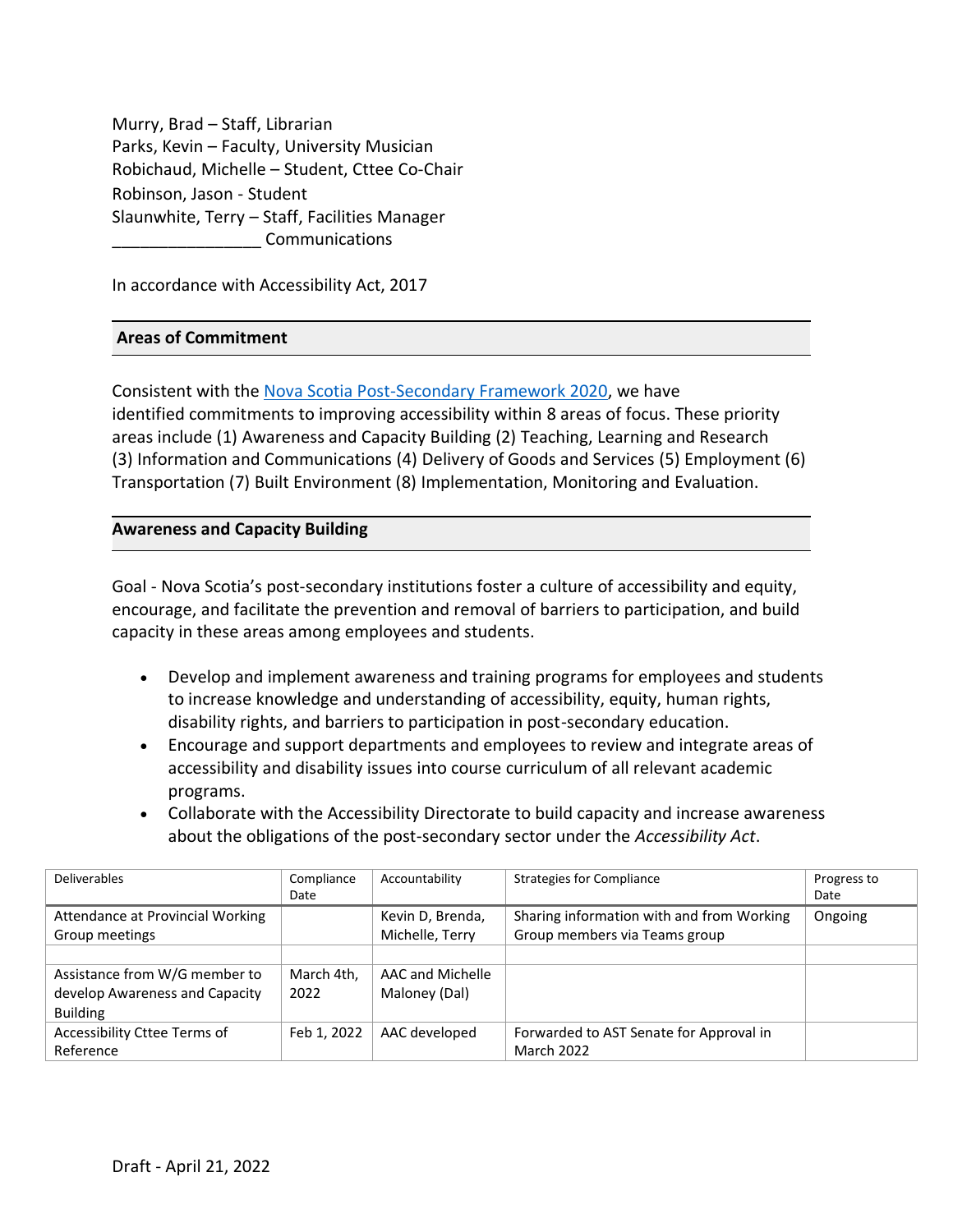Murry, Brad – Staff, Librarian
Parks, Kevin – Faculty, University Musician
Robichaud, Michelle – Student, Cttee Co-Chair
Robinson, Jason - Student
Slaunwhite, Terry – Staff, Facilities Manager
________________ Communications

In accordance with Accessibility Act, 2017

## Areas of Commitment

Consistent with the [Nova Scotia Post-Secondary Framework 2020](), we have identified commitments to improving accessibility within 8 areas of focus. These priority areas include (1) Awareness and Capacity Building (2) Teaching, Learning and Research (3) Information and Communications (4) Delivery of Goods and Services (5) Employment (6) Transportation (7) Built Environment (8) Implementation, Monitoring and Evaluation.

## Awareness and Capacity Building

Goal - Nova Scotia's post-secondary institutions foster a culture of accessibility and equity, encourage, and facilitate the prevention and removal of barriers to participation, and build capacity in these areas among employees and students.

- Develop and implement awareness and training programs for employees and students to increase knowledge and understanding of accessibility, equity, human rights, disability rights, and barriers to participation in post-secondary education.
- Encourage and support departments and employees to review and integrate areas of accessibility and disability issues into course curriculum of all relevant academic programs.
- Collaborate with the Accessibility Directorate to build capacity and increase awareness about the obligations of the post-secondary sector under the *Accessibility Act*.

| Deliverables | Compliance Date | Accountability | Strategies for Compliance | Progress to Date |
|---|---|---|---|---|
| Attendance at Provincial Working Group meetings | | Kevin D, Brenda, Michelle, Terry | Sharing information with and from Working Group members via Teams group | Ongoing |
| | | | | |
| Assistance from W/G member to develop Awareness and Capacity Building | March 4th, 2022 | AAC and Michelle Maloney (Dal) | | |
| Accessibility Cttee Terms of Reference | Feb 1, 2022 | AAC developed | Forwarded to AST Senate for Approval in March 2022 | |

Draft - April 21, 2022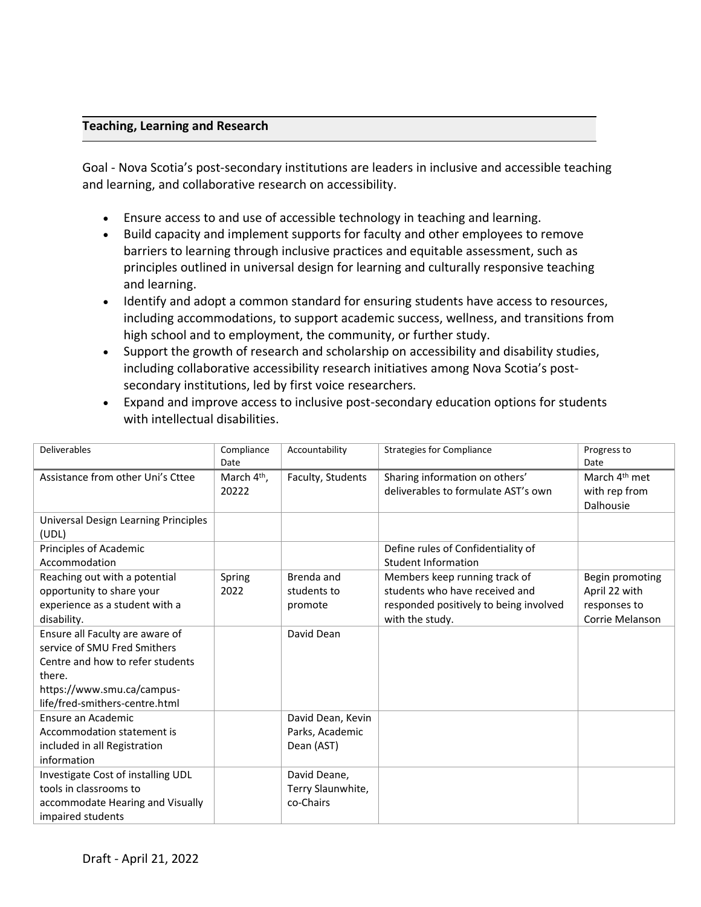## Teaching, Learning and Research

Goal - Nova Scotia's post-secondary institutions are leaders in inclusive and accessible teaching and learning, and collaborative research on accessibility.

- Ensure access to and use of accessible technology in teaching and learning.
- Build capacity and implement supports for faculty and other employees to remove barriers to learning through inclusive practices and equitable assessment, such as principles outlined in universal design for learning and culturally responsive teaching and learning.
- Identify and adopt a common standard for ensuring students have access to resources, including accommodations, to support academic success, wellness, and transitions from high school and to employment, the community, or further study.
- Support the growth of research and scholarship on accessibility and disability studies, including collaborative accessibility research initiatives among Nova Scotia's post-secondary institutions, led by first voice researchers.
- Expand and improve access to inclusive post-secondary education options for students with intellectual disabilities.

| Deliverables | Compliance Date | Accountability | Strategies for Compliance | Progress to Date |
|---|---|---|---|---|
| Assistance from other Uni's Cttee | March 4th, 20222 | Faculty, Students | Sharing information on others' deliverables to formulate AST's own | March 4th met with rep from Dalhousie |
| Universal Design Learning Principles (UDL) | | | | |
| Principles of Academic Accommodation | | | Define rules of Confidentiality of Student Information | |
| Reaching out with a potential opportunity to share your experience as a student with a disability. | Spring 2022 | Brenda and students to promote | Members keep running track of students who have received and responded positively to being involved with the study. | Begin promoting April 22 with responses to Corrie Melanson |
| Ensure all Faculty are aware of service of SMU Fred Smithers Centre and how to refer students there. https://www.smu.ca/campus-life/fred-smithers-centre.html | | David Dean | | |
| Ensure an Academic Accommodation statement is included in all Registration information | | David Dean, Kevin Parks, Academic Dean (AST) | | |
| Investigate Cost of installing UDL tools in classrooms to accommodate Hearing and Visually impaired students | | David Deane, Terry Slaunwhite, co-Chairs | | |

Draft - April 21, 2022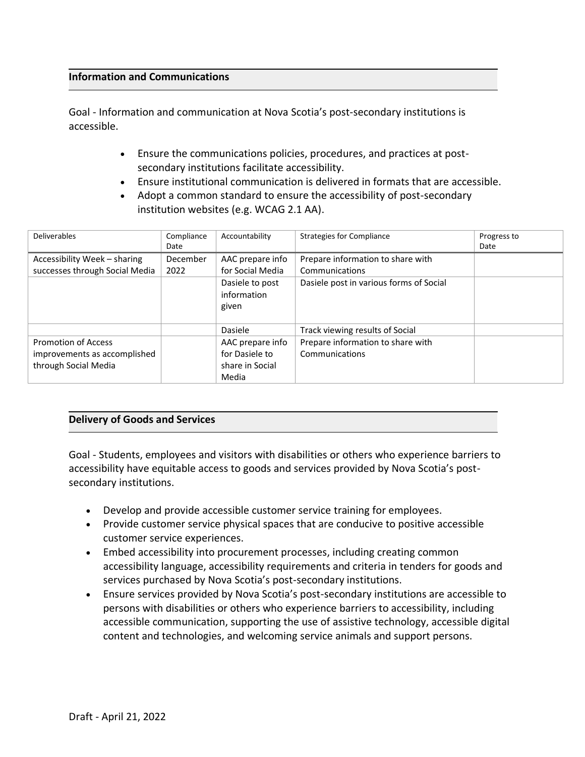## Information and Communications

Goal - Information and communication at Nova Scotia's post-secondary institutions is accessible.

- Ensure the communications policies, procedures, and practices at post-secondary institutions facilitate accessibility.
- Ensure institutional communication is delivered in formats that are accessible.
- Adopt a common standard to ensure the accessibility of post-secondary institution websites (e.g. WCAG 2.1 AA).

| Deliverables | Compliance Date | Accountability | Strategies for Compliance | Progress to Date |
|---|---|---|---|---|
| Accessibility Week – sharing successes through Social Media | December 2022 | AAC prepare info for Social Media | Prepare information to share with Communications | |
| | | Dasiele to post information given | Dasiele post in various forms of Social | |
| | | Dasiele | Track viewing results of Social | |
| Promotion of Access improvements as accomplished through Social Media | | AAC prepare info for Dasiele to share in Social Media | Prepare information to share with Communications | |

## Delivery of Goods and Services

Goal - Students, employees and visitors with disabilities or others who experience barriers to accessibility have equitable access to goods and services provided by Nova Scotia's post-secondary institutions.

- Develop and provide accessible customer service training for employees.
- Provide customer service physical spaces that are conducive to positive accessible customer service experiences.
- Embed accessibility into procurement processes, including creating common accessibility language, accessibility requirements and criteria in tenders for goods and services purchased by Nova Scotia's post-secondary institutions.
- Ensure services provided by Nova Scotia's post-secondary institutions are accessible to persons with disabilities or others who experience barriers to accessibility, including accessible communication, supporting the use of assistive technology, accessible digital content and technologies, and welcoming service animals and support persons.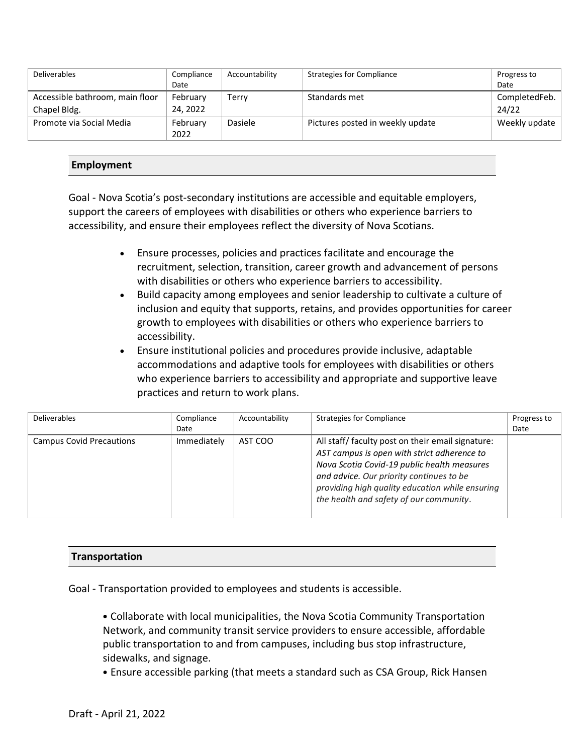| Deliverables | Compliance Date | Accountability | Strategies for Compliance | Progress to Date |
|---|---|---|---|---|
| Accessible bathroom, main floor Chapel Bldg. | February 24, 2022 | Terry | Standards met | CompletedFeb. 24/22 |
| Promote via Social Media | February 2022 | Dasiele | Pictures posted in weekly update | Weekly update |

## Employment

Goal - Nova Scotia's post-secondary institutions are accessible and equitable employers, support the careers of employees with disabilities or others who experience barriers to accessibility, and ensure their employees reflect the diversity of Nova Scotians.

- Ensure processes, policies and practices facilitate and encourage the recruitment, selection, transition, career growth and advancement of persons with disabilities or others who experience barriers to accessibility.
- Build capacity among employees and senior leadership to cultivate a culture of inclusion and equity that supports, retains, and provides opportunities for career growth to employees with disabilities or others who experience barriers to accessibility.
- Ensure institutional policies and procedures provide inclusive, adaptable accommodations and adaptive tools for employees with disabilities or others who experience barriers to accessibility and appropriate and supportive leave practices and return to work plans.

| Deliverables | Compliance Date | Accountability | Strategies for Compliance | Progress to Date |
|---|---|---|---|---|
| Campus Covid Precautions | Immediately | AST COO | All staff/ faculty post on their email signature: *AST campus is open with strict adherence to Nova Scotia Covid-19 public health measures and advice. Our priority continues to be providing high quality education while ensuring the health and safety of our community*. | |

## Transportation

Goal - Transportation provided to employees and students is accessible.

- Collaborate with local municipalities, the Nova Scotia Community Transportation Network, and community transit service providers to ensure accessible, affordable public transportation to and from campuses, including bus stop infrastructure, sidewalks, and signage.
- Ensure accessible parking (that meets a standard such as CSA Group, Rick Hansen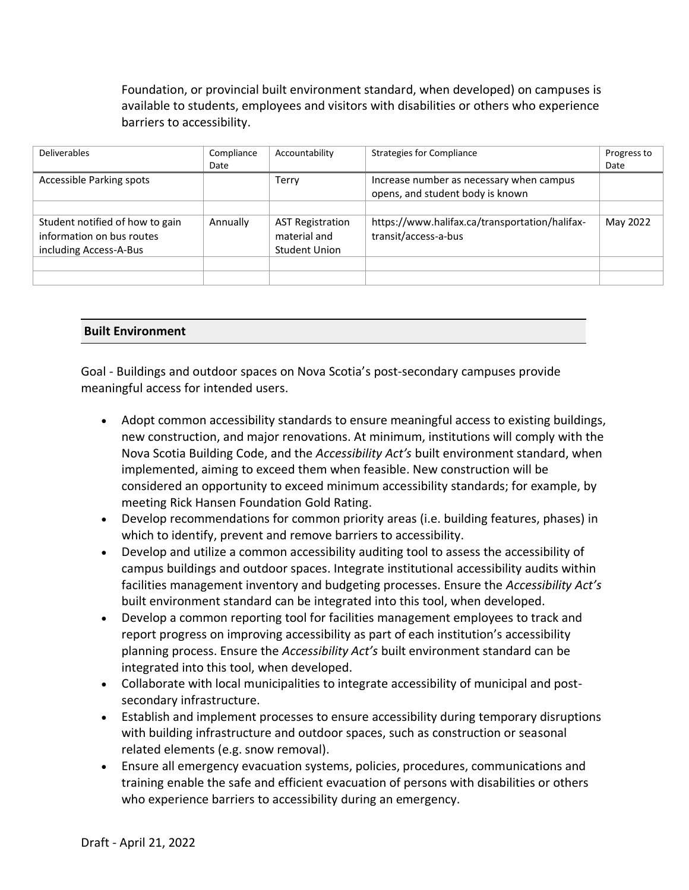Foundation, or provincial built environment standard, when developed) on campuses is available to students, employees and visitors with disabilities or others who experience barriers to accessibility.

| Deliverables | Compliance Date | Accountability | Strategies for Compliance | Progress to Date |
|---|---|---|---|---|
| Accessible Parking spots | | Terry | Increase number as necessary when campus opens, and student body is known | |
| | | | | |
| Student notified of how to gain information on bus routes including Access-A-Bus | Annually | AST Registration material and Student Union | https://www.halifax.ca/transportation/halifax-transit/access-a-bus | May 2022 |
| | | | | |
| | | | | |

## Built Environment

Goal - Buildings and outdoor spaces on Nova Scotia's post-secondary campuses provide meaningful access for intended users.

- Adopt common accessibility standards to ensure meaningful access to existing buildings, new construction, and major renovations. At minimum, institutions will comply with the Nova Scotia Building Code, and the *Accessibility Act's* built environment standard, when implemented, aiming to exceed them when feasible. New construction will be considered an opportunity to exceed minimum accessibility standards; for example, by meeting Rick Hansen Foundation Gold Rating.
- Develop recommendations for common priority areas (i.e. building features, phases) in which to identify, prevent and remove barriers to accessibility.
- Develop and utilize a common accessibility auditing tool to assess the accessibility of campus buildings and outdoor spaces. Integrate institutional accessibility audits within facilities management inventory and budgeting processes. Ensure the *Accessibility Act's* built environment standard can be integrated into this tool, when developed.
- Develop a common reporting tool for facilities management employees to track and report progress on improving accessibility as part of each institution's accessibility planning process. Ensure the *Accessibility Act's* built environment standard can be integrated into this tool, when developed.
- Collaborate with local municipalities to integrate accessibility of municipal and post-secondary infrastructure.
- Establish and implement processes to ensure accessibility during temporary disruptions with building infrastructure and outdoor spaces, such as construction or seasonal related elements (e.g. snow removal).
- Ensure all emergency evacuation systems, policies, procedures, communications and training enable the safe and efficient evacuation of persons with disabilities or others who experience barriers to accessibility during an emergency.

Draft - April 21, 2022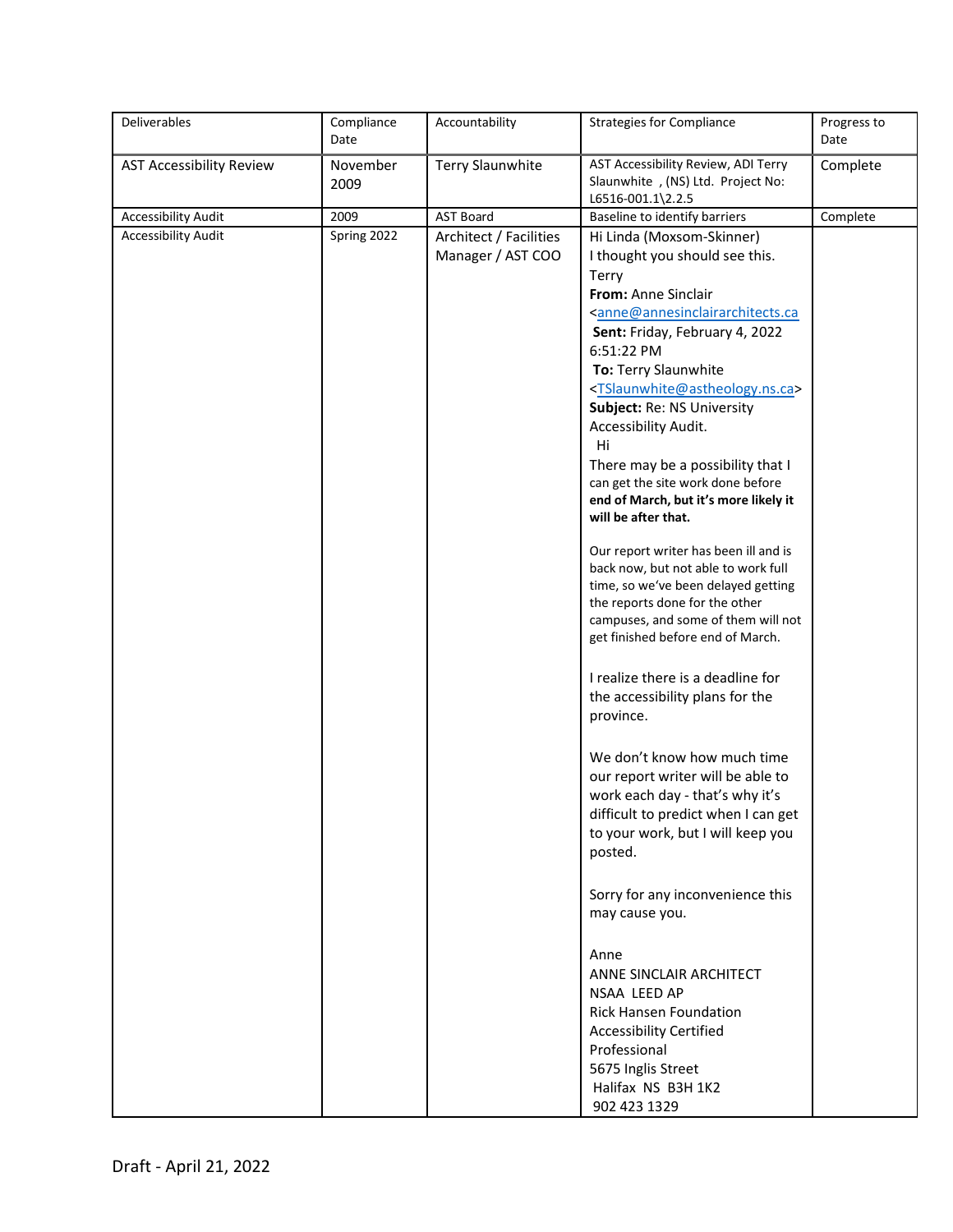| Deliverables | Compliance Date | Accountability | Strategies for Compliance | Progress to Date |
| --- | --- | --- | --- | --- |
| AST Accessibility Review | November 2009 | Terry Slaunwhite | AST Accessibility Review, ADI Terry Slaunwhite , (NS) Ltd. Project No: L6516-001.1\2.2.5 | Complete |
| Accessibility Audit | 2009 | AST Board | Baseline to identify barriers | Complete |
| Accessibility Audit | Spring 2022 | Architect / Facilities Manager / AST COO | Hi Linda (Moxsom-Skinner)<br>I thought you should see this.<br>Terry<br>**From:** Anne Sinclair <anne@annesinclairarchitects.ca<br>**Sent:** Friday, February 4, 2022 6:51:22 PM<br>**To:** Terry Slaunwhite <TSlaunwhite@astheology.ns.ca><br>**Subject:** Re: NS University Accessibility Audit.<br>Hi<br>There may be a possibility that I can get the site work done before **end of March, but it's more likely it will be after that.**<br><br>Our report writer has been ill and is back now, but not able to work full time, so we've been delayed getting the reports done for the other campuses, and some of them will not get finished before end of March.<br><br>I realize there is a deadline for the accessibility plans for the province.<br><br>We don't know how much time our report writer will be able to work each day - that's why it's difficult to predict when I can get to your work, but I will keep you posted.<br><br>Sorry for any inconvenience this may cause you.<br><br>Anne<br>ANNE SINCLAIR ARCHITECT<br>NSAA LEED AP<br>Rick Hansen Foundation Accessibility Certified Professional<br>5675 Inglis Street<br>Halifax NS B3H 1K2<br>902 423 1329 | |

Draft - April 21, 2022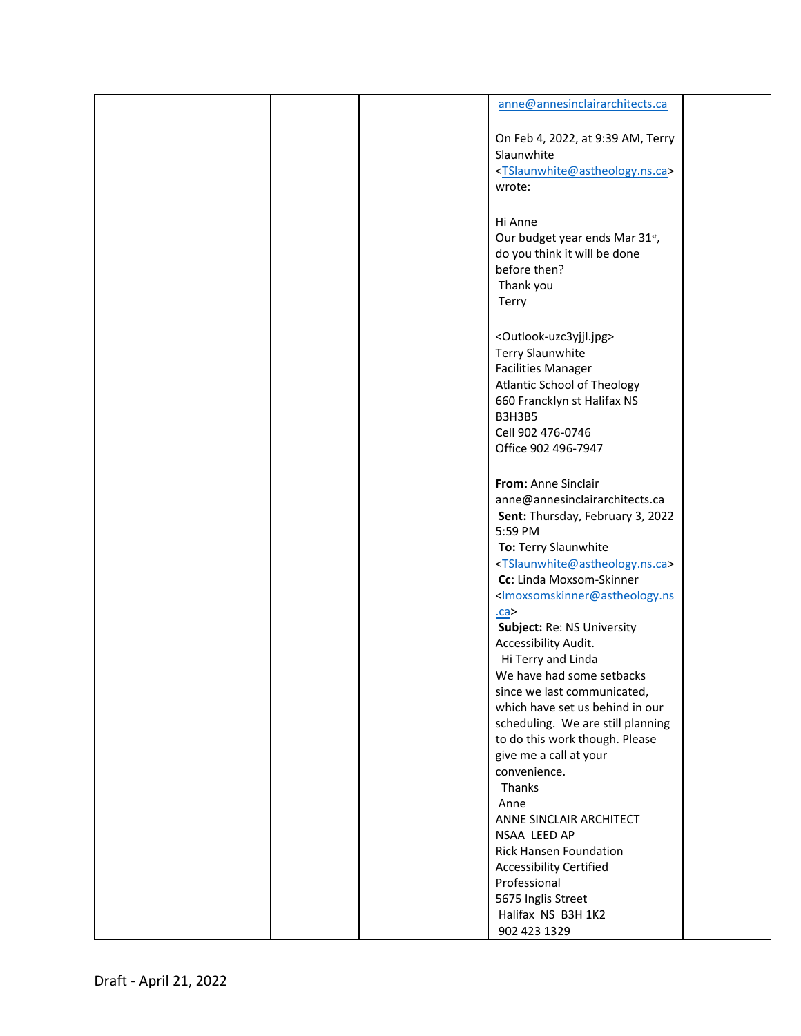|  |  |  | anne@annesinclairarchitects.ca<br><br>On Feb 4, 2022, at 9:39 AM, Terry Slaunwhite <TSlaunwhite@astheology.ns.ca> wrote:<br><br>Hi Anne<br>Our budget year ends Mar 31st, do you think it will be done before then?<br>Thank you<br>Terry<br><br><Outlook-uzc3yjjl.jpg><br>Terry Slaunwhite<br>Facilities Manager<br>Atlantic School of Theology<br>660 Francklyn st Halifax NS B3H3B5<br>Cell 902 476-0746<br>Office 902 496-7947<br><br>**From:** Anne Sinclair anne@annesinclairarchitects.ca<br>**Sent:** Thursday, February 3, 2022 5:59 PM<br>**To:** Terry Slaunwhite <TSlaunwhite@astheology.ns.ca><br>**Cc:** Linda Moxsom-Skinner <lmoxsomskinner@astheology.ns.ca><br>**Subject:** Re: NS University Accessibility Audit.<br>Hi Terry and Linda<br>We have had some setbacks since we last communicated, which have set us behind in our scheduling. We are still planning to do this work though. Please give me a call at your convenience.<br>Thanks<br>Anne<br>ANNE SINCLAIR ARCHITECT<br>NSAA LEED AP<br>Rick Hansen Foundation Accessibility Certified Professional<br>5675 Inglis Street<br>Halifax NS B3H 1K2<br>902 423 1329 |  |

Draft - April 21, 2022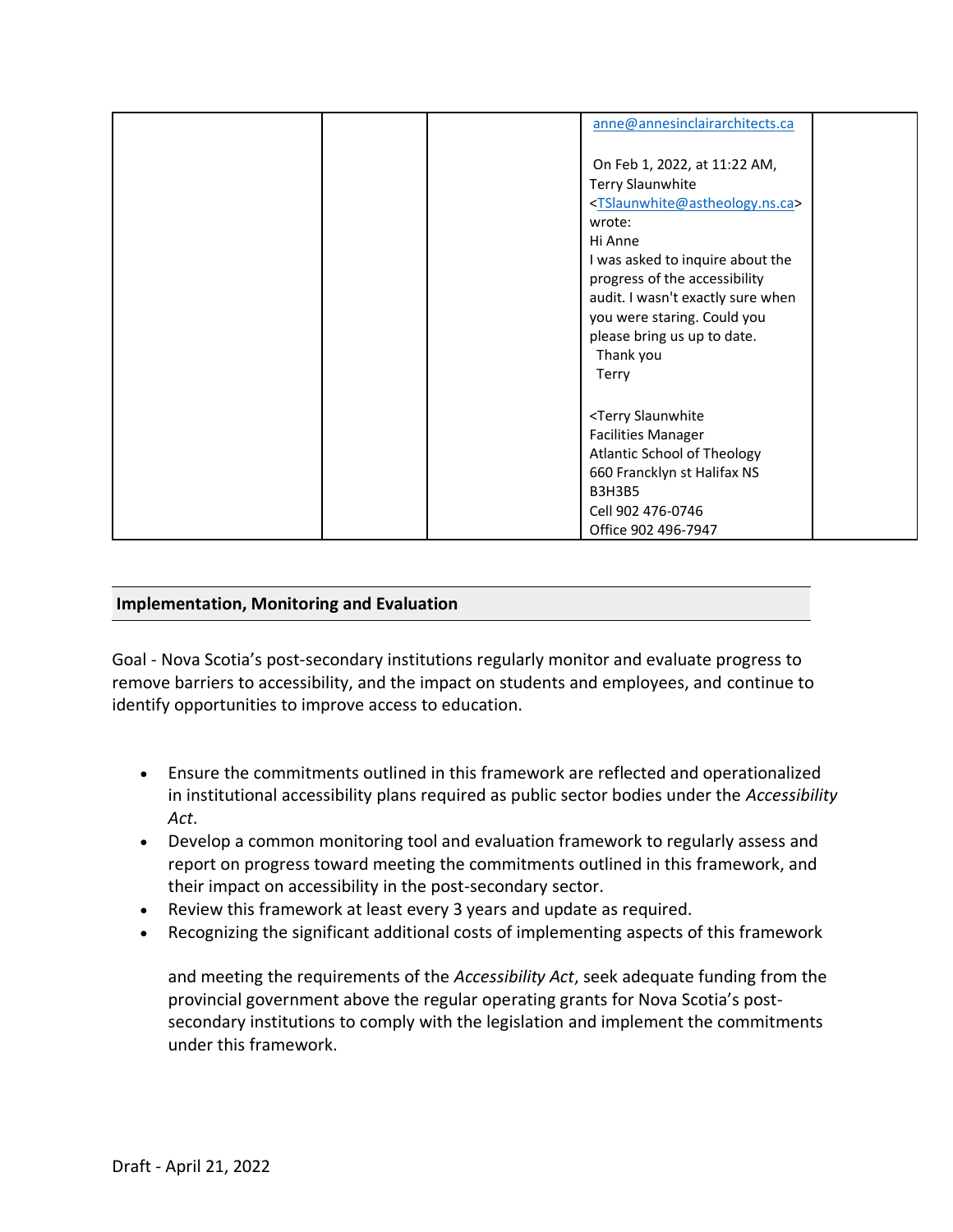|  |  |  | anne@annesinclairarchitects.ca<br><br>On Feb 1, 2022, at 11:22 AM, Terry Slaunwhite <TSlaunwhite@astheology.ns.ca> wrote:<br>Hi Anne<br>I was asked to inquire about the progress of the accessibility audit. I wasn't exactly sure when you were staring. Could you please bring us up to date.<br>Thank you<br>Terry<br><br><Terry Slaunwhite<br>Facilities Manager<br>Atlantic School of Theology<br>660 Francklyn st Halifax NS<br>B3H3B5<br>Cell 902 476-0746<br>Office 902 496-7947 |  |
|---|---|---|---|---|

## Implementation, Monitoring and Evaluation

Goal - Nova Scotia's post-secondary institutions regularly monitor and evaluate progress to remove barriers to accessibility, and the impact on students and employees, and continue to identify opportunities to improve access to education.

- Ensure the commitments outlined in this framework are reflected and operationalized in institutional accessibility plans required as public sector bodies under the *Accessibility Act*.
- Develop a common monitoring tool and evaluation framework to regularly assess and report on progress toward meeting the commitments outlined in this framework, and their impact on accessibility in the post-secondary sector.
- Review this framework at least every 3 years and update as required.
- Recognizing the significant additional costs of implementing aspects of this framework

  and meeting the requirements of the *Accessibility Act*, seek adequate funding from the provincial government above the regular operating grants for Nova Scotia's post-secondary institutions to comply with the legislation and implement the commitments under this framework.

Draft - April 21, 2022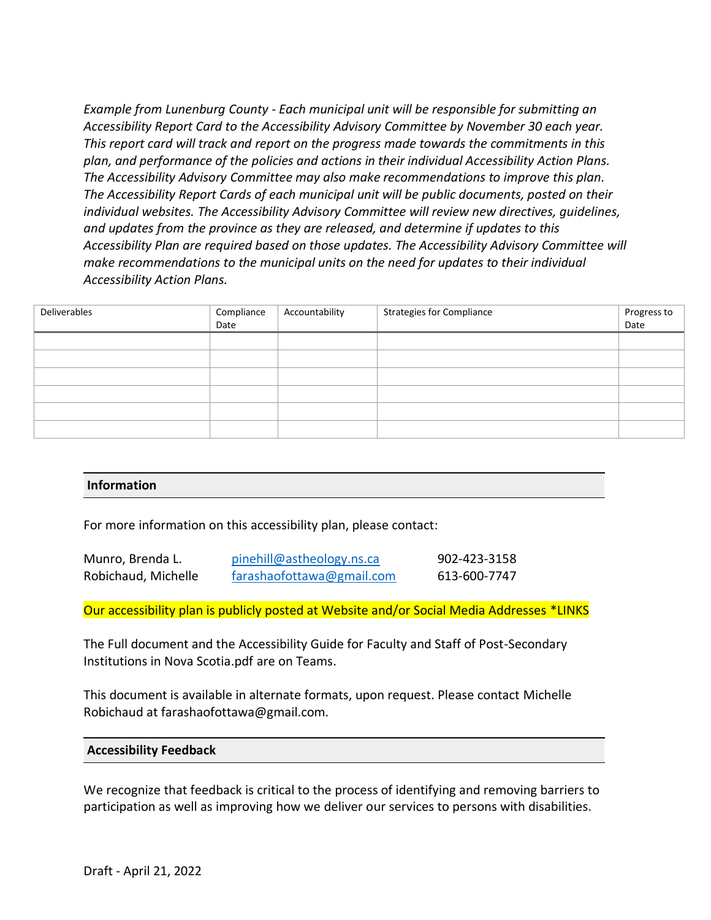*Example from Lunenburg County - Each municipal unit will be responsible for submitting an Accessibility Report Card to the Accessibility Advisory Committee by November 30 each year. This report card will track and report on the progress made towards the commitments in this plan, and performance of the policies and actions in their individual Accessibility Action Plans. The Accessibility Advisory Committee may also make recommendations to improve this plan. The Accessibility Report Cards of each municipal unit will be public documents, posted on their individual websites. The Accessibility Advisory Committee will review new directives, guidelines, and updates from the province as they are released, and determine if updates to this Accessibility Plan are required based on those updates. The Accessibility Advisory Committee will make recommendations to the municipal units on the need for updates to their individual Accessibility Action Plans.*

| Deliverables | Compliance Date | Accountability | Strategies for Compliance | Progress to Date |
|---|---|---|---|---|
| | | | | |
| | | | | |
| | | | | |
| | | | | |
| | | | | |
| | | | | |

## Information

For more information on this accessibility plan, please contact:

| | | |
|---|---|---|
| Munro, Brenda L. | pinehill@astheology.ns.ca | 902-423-3158 |
| Robichaud, Michelle | farashaofottawa@gmail.com | 613-600-7747 |

Our accessibility plan is publicly posted at Website and/or Social Media Addresses *LINKS

The Full document and the Accessibility Guide for Faculty and Staff of Post-Secondary Institutions in Nova Scotia.pdf are on Teams.

This document is available in alternate formats, upon request. Please contact Michelle Robichaud at farashaofottawa@gmail.com.

## Accessibility Feedback

We recognize that feedback is critical to the process of identifying and removing barriers to participation as well as improving how we deliver our services to persons with disabilities.

Draft - April 21, 2022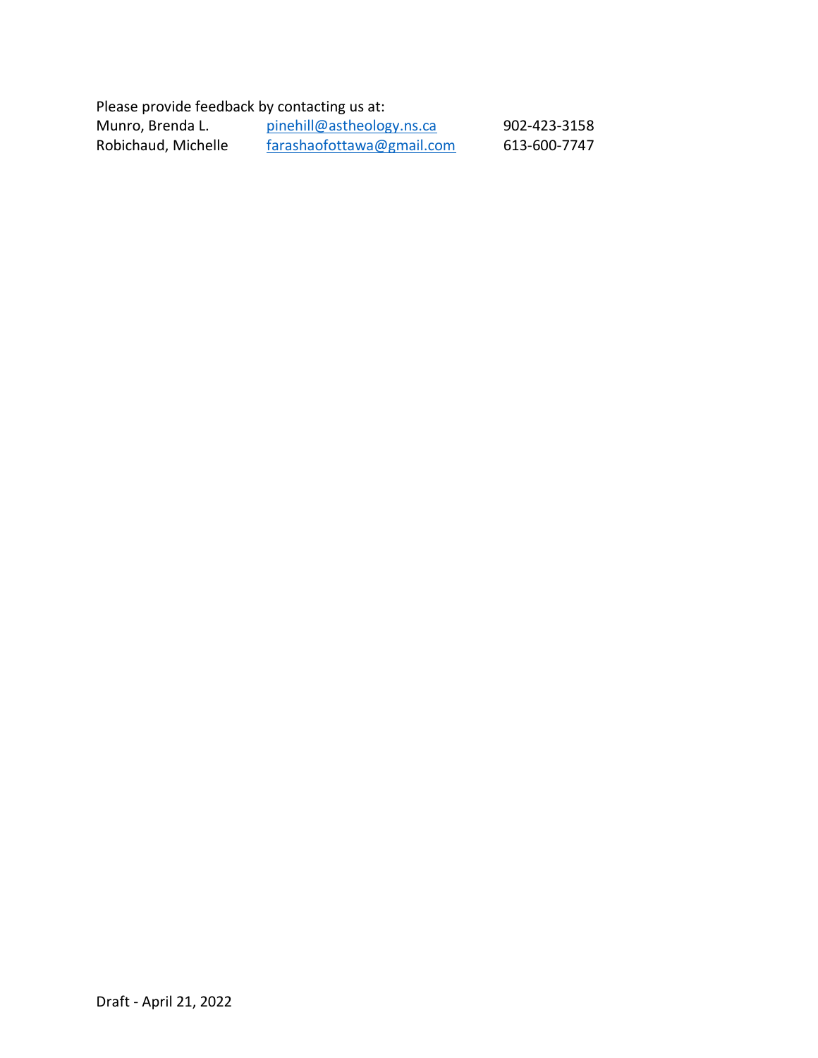Please provide feedback by contacting us at:

| | | |
|---|---|---|
| Munro, Brenda L. | pinehill@astheology.ns.ca | 902-423-3158 |
| Robichaud, Michelle | farashaofottawa@gmail.com | 613-600-7747 |

Draft - April 21, 2022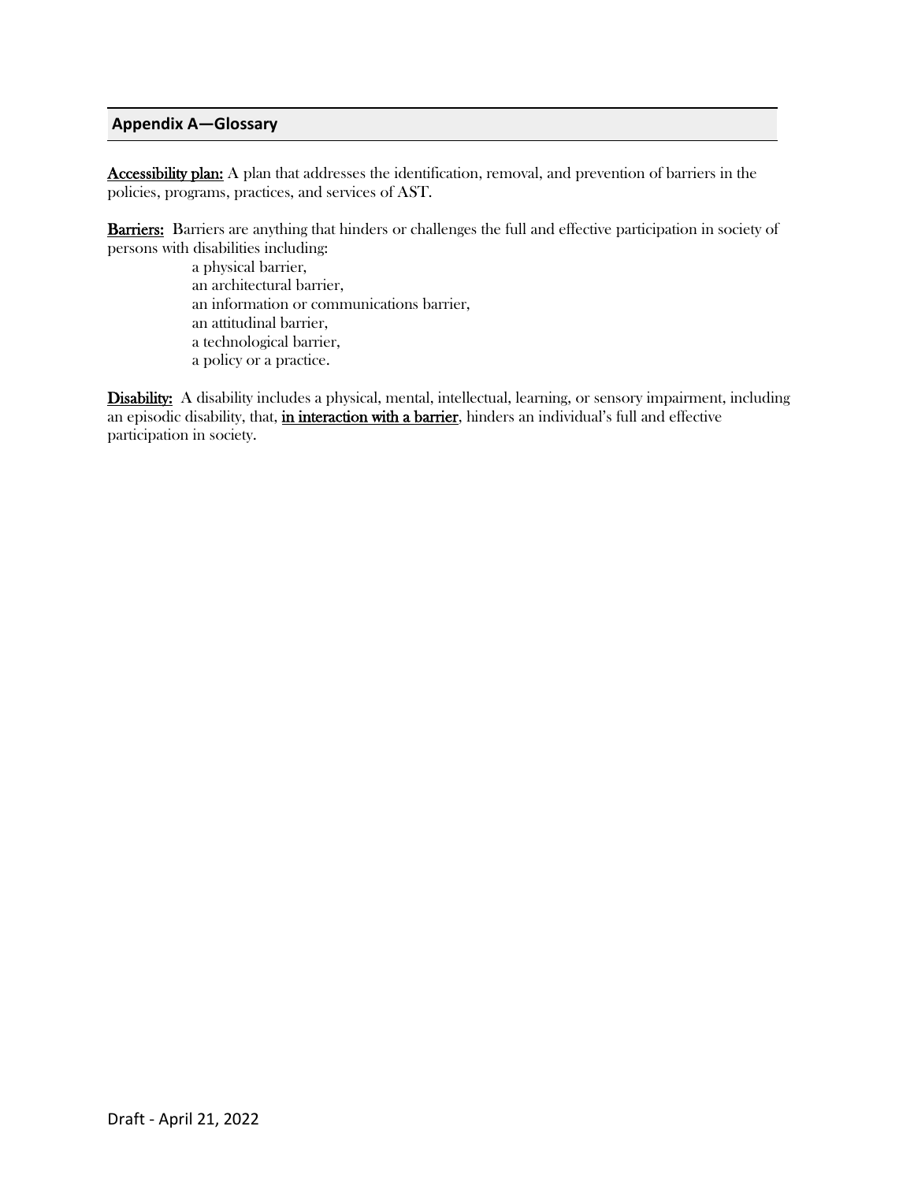## Appendix A—Glossary

**Accessibility plan:** A plan that addresses the identification, removal, and prevention of barriers in the policies, programs, practices, and services of AST.

**Barriers:** Barriers are anything that hinders or challenges the full and effective participation in society of persons with disabilities including:

- a physical barrier,
- an architectural barrier,
- an information or communications barrier,
- an attitudinal barrier,
- a technological barrier,
- a policy or a practice.

**Disability:** A disability includes a physical, mental, intellectual, learning, or sensory impairment, including an episodic disability, that, **in interaction with a barrier**, hinders an individual's full and effective participation in society.

Draft - April 21, 2022